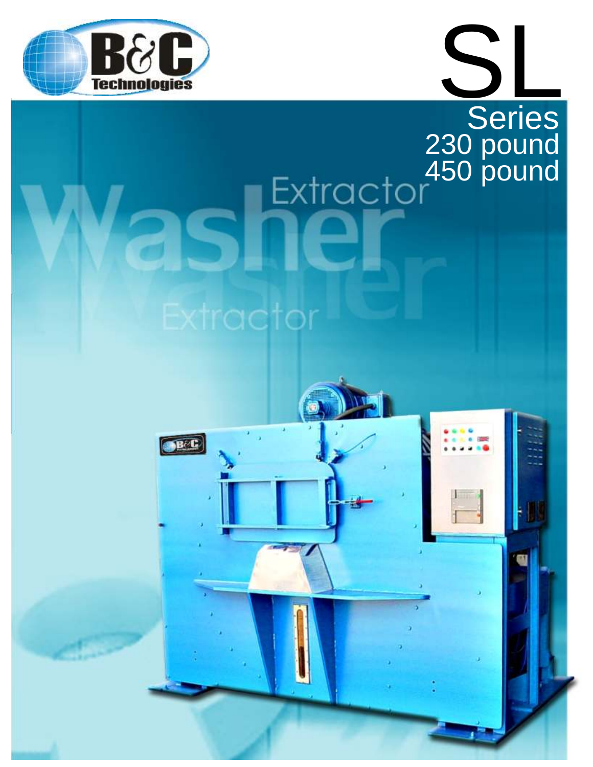B&C Technologies

# SL

## Series

230 pound
450 pound

Washer Extractor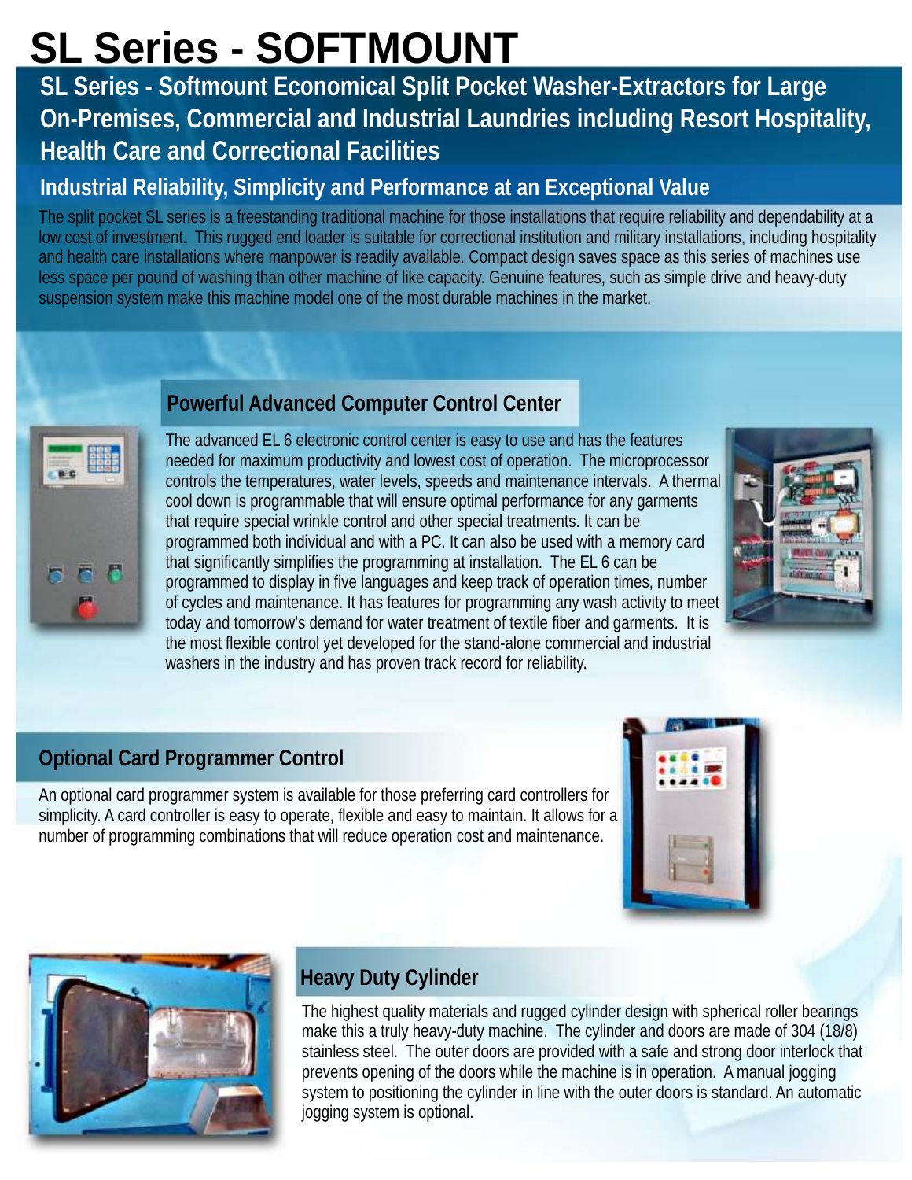# SL Series - SOFTMOUNT

## SL Series - Softmount Economical Split Pocket Washer-Extractors for Large On-Premises, Commercial and Industrial Laundries including Resort Hospitality, Health Care and Correctional Facilities

### Industrial Reliability, Simplicity and Performance at an Exceptional Value

The split pocket SL series is a freestanding traditional machine for those installations that require reliability and dependability at a low cost of investment. This rugged end loader is suitable for correctional institution and military installations, including hospitality and health care installations where manpower is readily available. Compact design saves space as this series of machines use less space per pound of washing than other machine of like capacity. Genuine features, such as simple drive and heavy-duty suspension system make this machine model one of the most durable machines in the market.

### Powerful Advanced Computer Control Center

The advanced EL 6 electronic control center is easy to use and has the features needed for maximum productivity and lowest cost of operation. The microprocessor controls the temperatures, water levels, speeds and maintenance intervals. A thermal cool down is programmable that will ensure optimal performance for any garments that require special wrinkle control and other special treatments. It can be programmed both individual and with a PC. It can also be used with a memory card that significantly simplifies the programming at installation. The EL 6 can be programmed to display in five languages and keep track of operation times, number of cycles and maintenance. It has features for programming any wash activity to meet today and tomorrow's demand for water treatment of textile fiber and garments. It is the most flexible control yet developed for the stand-alone commercial and industrial washers in the industry and has proven track record for reliability.

### Optional Card Programmer Control

An optional card programmer system is available for those preferring card controllers for simplicity. A card controller is easy to operate, flexible and easy to maintain. It allows for a number of programming combinations that will reduce operation cost and maintenance.

### Heavy Duty Cylinder

The highest quality materials and rugged cylinder design with spherical roller bearings make this a truly heavy-duty machine. The cylinder and doors are made of 304 (18/8) stainless steel. The outer doors are provided with a safe and strong door interlock that prevents opening of the doors while the machine is in operation. A manual jogging system to positioning the cylinder in line with the outer doors is standard. An automatic jogging system is optional.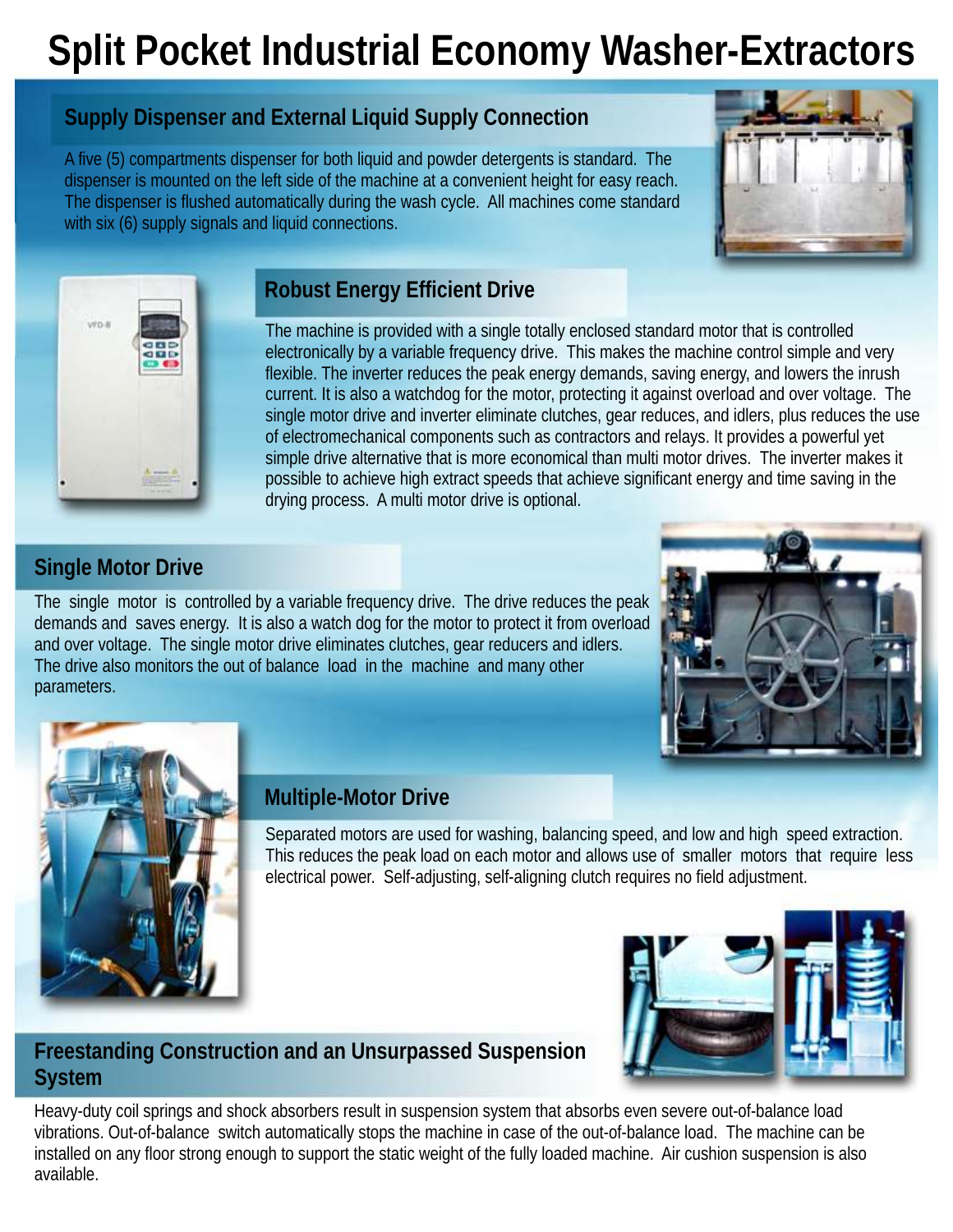# Split Pocket Industrial Economy Washer-Extractors

## Supply Dispenser and External Liquid Supply Connection

A five (5) compartments dispenser for both liquid and powder detergents is standard. The dispenser is mounted on the left side of the machine at a convenient height for easy reach. The dispenser is flushed automatically during the wash cycle. All machines come standard with six (6) supply signals and liquid connections.

## Robust Energy Efficient Drive

The machine is provided with a single totally enclosed standard motor that is controlled electronically by a variable frequency drive. This makes the machine control simple and very flexible. The inverter reduces the peak energy demands, saving energy, and lowers the inrush current. It is also a watchdog for the motor, protecting it against overload and over voltage. The single motor drive and inverter eliminate clutches, gear reduces, and idlers, plus reduces the use of electromechanical components such as contractors and relays. It provides a powerful yet simple drive alternative that is more economical than multi motor drives. The inverter makes it possible to achieve high extract speeds that achieve significant energy and time saving in the drying process. A multi motor drive is optional.

## Single Motor Drive

The single motor is controlled by a variable frequency drive. The drive reduces the peak demands and saves energy. It is also a watch dog for the motor to protect it from overload and over voltage. The single motor drive eliminates clutches, gear reducers and idlers. The drive also monitors the out of balance load in the machine and many other parameters.

## Multiple-Motor Drive

Separated motors are used for washing, balancing speed, and low and high speed extraction. This reduces the peak load on each motor and allows use of smaller motors that require less electrical power. Self-adjusting, self-aligning clutch requires no field adjustment.

## Freestanding Construction and an Unsurpassed Suspension System

Heavy-duty coil springs and shock absorbers result in suspension system that absorbs even severe out-of-balance load vibrations. Out-of-balance switch automatically stops the machine in case of the out-of-balance load. The machine can be installed on any floor strong enough to support the static weight of the fully loaded machine. Air cushion suspension is also available.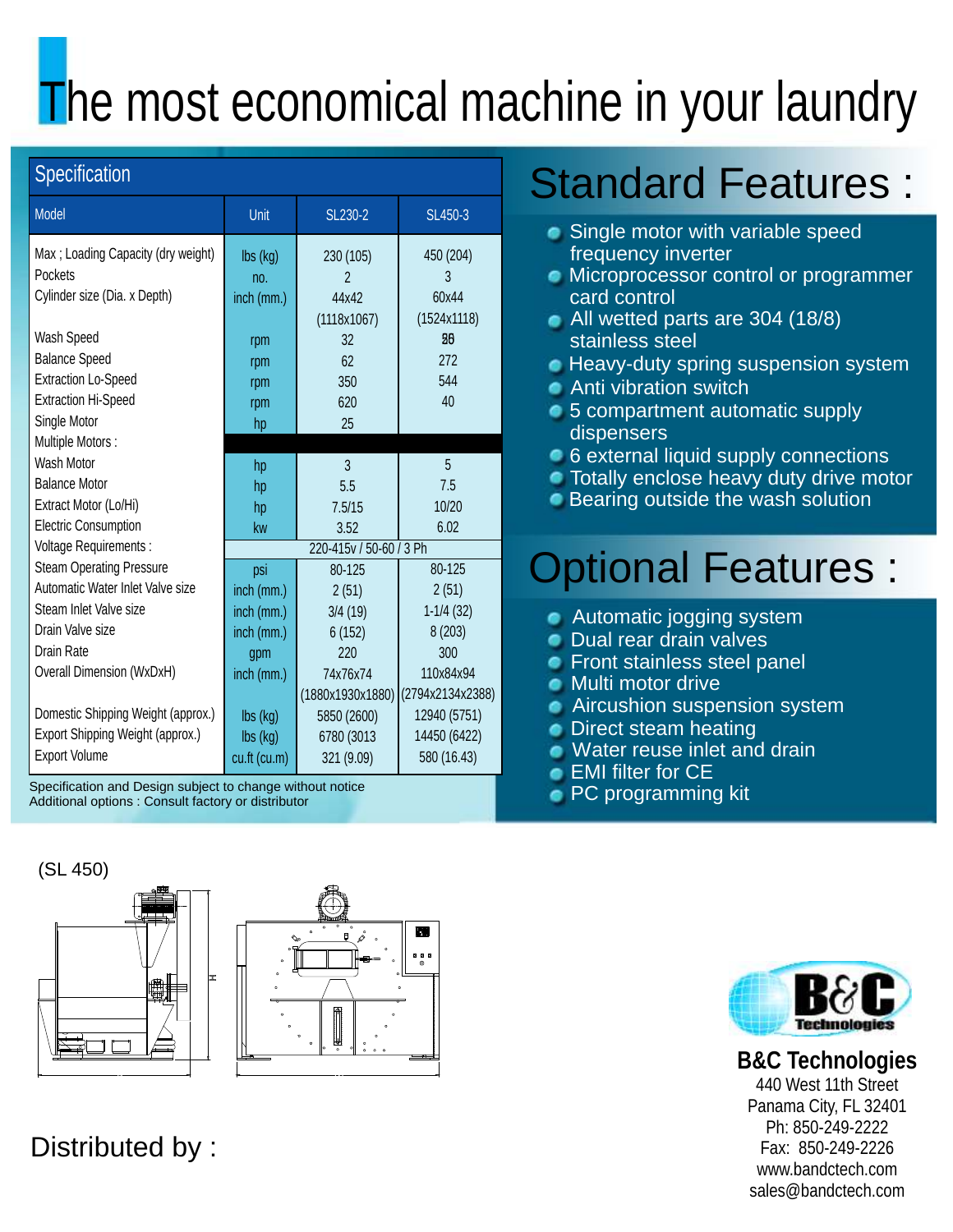# The most economical machine in your laundry

## Specification

| Model | Unit | SL230-2 | SL450-3 |
|---|---|---|---|
| Max ; Loading Capacity (dry weight) | lbs (kg) | 230 (105) | 450 (204) |
| Pockets | no. | 2 | 3 |
| Cylinder size (Dia. x Depth) | inch (mm.) | 44x42 (1118x1067) | 60x44 (1524x1118) |
| Wash Speed | rpm | 32 | 26 |
| Balance Speed | rpm | 62 | 272 |
| Extraction Lo-Speed | rpm | 350 | 544 |
| Extraction Hi-Speed | rpm | 620 | 40 |
| Single Motor | hp | 25 | |
| Multiple Motors : | | | |
| Wash Motor | hp | 3 | 5 |
| Balance Motor | hp | 5.5 | 7.5 |
| Extract Motor (Lo/Hi) | hp | 7.5/15 | 10/20 |
| Electric Consumption | kw | 3.52 | 6.02 |
| Voltage Requirements : | 220-415v / 50-60 / 3 Ph | | |
| Steam Operating Pressure | psi | 80-125 | 80-125 |
| Automatic Water Inlet Valve size | inch (mm.) | 2 (51) | 2 (51) |
| Steam Inlet Valve size | inch (mm.) | 3/4 (19) | 1-1/4 (32) |
| Drain Valve size | inch (mm.) | 6 (152) | 8 (203) |
| Drain Rate | gpm | 220 | 300 |
| Overall Dimension (WxDxH) | inch (mm.) | 74x76x74 (1880x1930x1880) | 110x84x94 (2794x2134x2388) |
| Domestic Shipping Weight (approx.) | lbs (kg) | 5850 (2600) | 12940 (5751) |
| Export Shipping Weight (approx.) | lbs (kg) | 6780 (3013 | 14450 (6422) |
| Export Volume | cu.ft (cu.m) | 321 (9.09) | 580 (16.43) |

Specification and Design subject to change without notice
Additional options : Consult factory or distributor

# Standard Features :

- Single motor with variable speed frequency inverter
- Microprocessor control or programmer card control
- All wetted parts are 304 (18/8) stainless steel
- Heavy-duty spring suspension system
- Anti vibration switch
- 5 compartment automatic supply dispensers
- 6 external liquid supply connections
- Totally enclose heavy duty drive motor
- Bearing outside the wash solution

# Optional Features :

- Automatic jogging system
- Dual rear drain valves
- Front stainless steel panel
- Multi motor drive
- Aircushion suspension system
- Direct steam heating
- Water reuse inlet and drain
- EMI filter for CE
- PC programming kit

(SL 450)

H

Distributed by :

**B&C Technologies**
440 West 11th Street
Panama City, FL 32401
Ph: 850-249-2222
Fax: 850-249-2226
www.bandctech.com
sales@bandctech.com